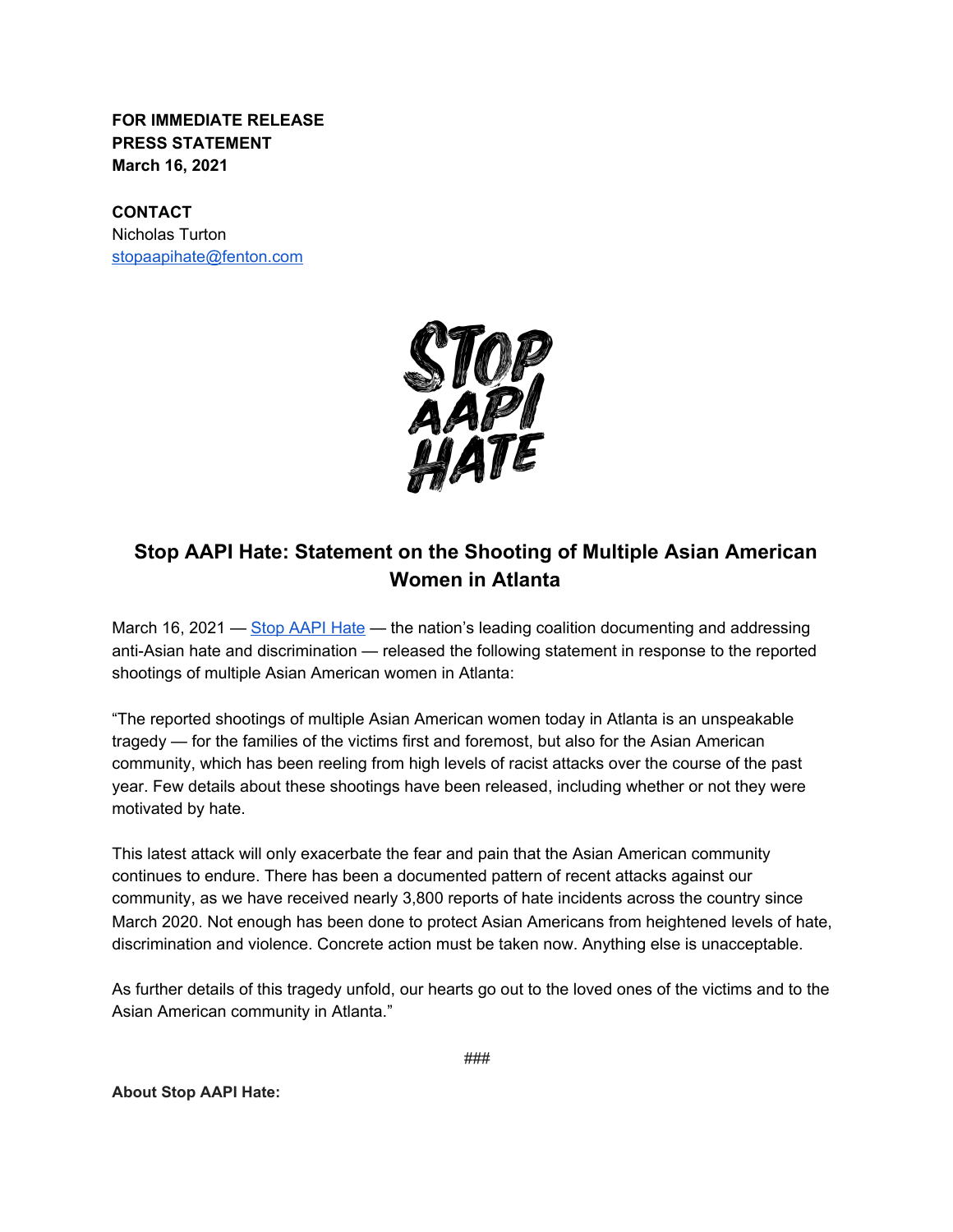**FOR IMMEDIATE RELEASE**
**PRESS STATEMENT**
**March 16, 2021**

**CONTACT**
Nicholas Turton
stopaapihate@fenton.com

STOP AAPI HATE

## Stop AAPI Hate: Statement on the Shooting of Multiple Asian American Women in Atlanta

March 16, 2021 — Stop AAPI Hate — the nation's leading coalition documenting and addressing anti-Asian hate and discrimination — released the following statement in response to the reported shootings of multiple Asian American women in Atlanta:

"The reported shootings of multiple Asian American women today in Atlanta is an unspeakable tragedy — for the families of the victims first and foremost, but also for the Asian American community, which has been reeling from high levels of racist attacks over the course of the past year. Few details about these shootings have been released, including whether or not they were motivated by hate.

This latest attack will only exacerbate the fear and pain that the Asian American community continues to endure. There has been a documented pattern of recent attacks against our community, as we have received nearly 3,800 reports of hate incidents across the country since March 2020. Not enough has been done to protect Asian Americans from heightened levels of hate, discrimination and violence. Concrete action must be taken now. Anything else is unacceptable.

As further details of this tragedy unfold, our hearts go out to the loved ones of the victims and to the Asian American community in Atlanta."

###

**About Stop AAPI Hate:**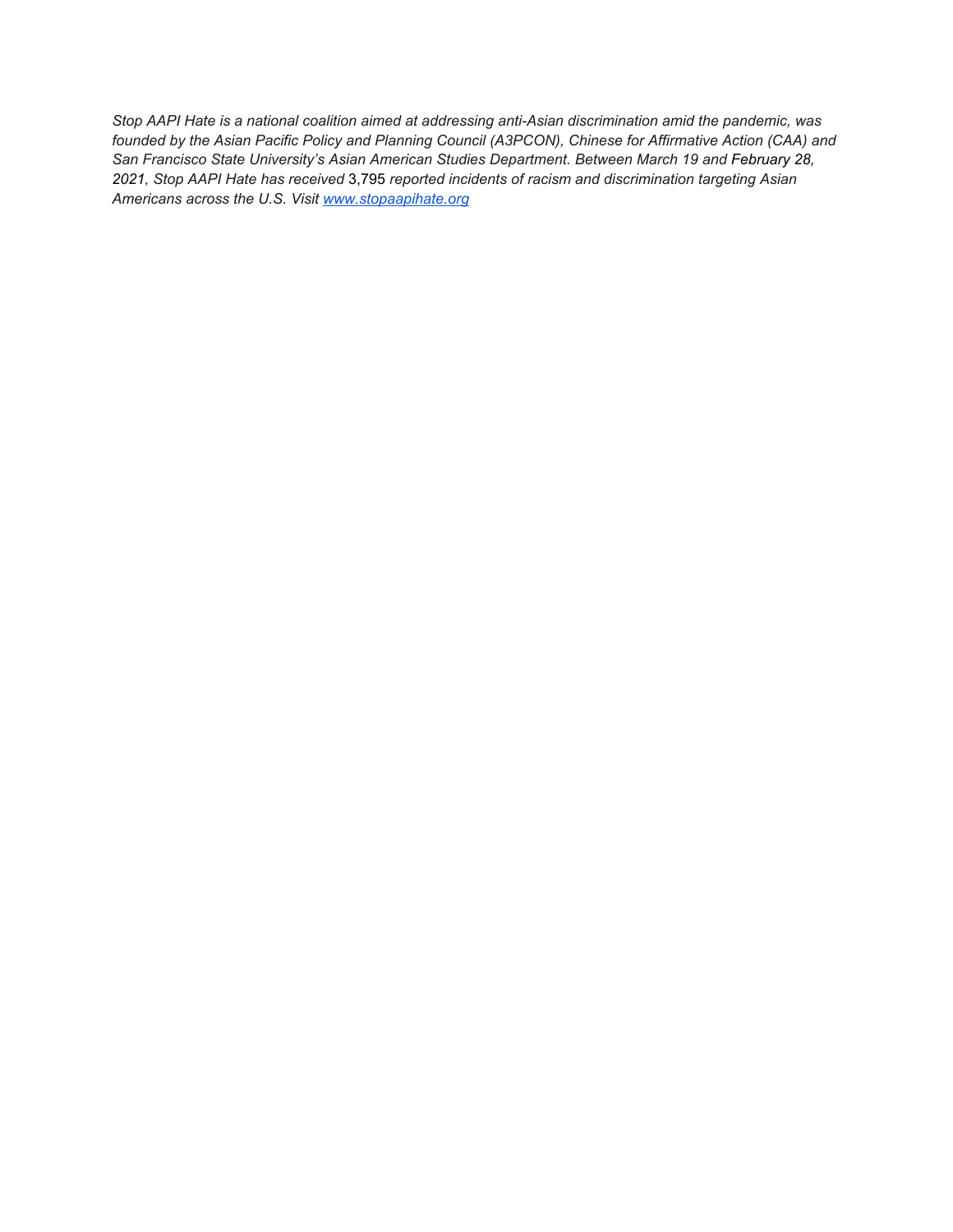*Stop AAPI Hate is a national coalition aimed at addressing anti-Asian discrimination amid the pandemic, was founded by the Asian Pacific Policy and Planning Council (A3PCON), Chinese for Affirmative Action (CAA) and San Francisco State University's Asian American Studies Department. Between March 19 and February 28, 2021, Stop AAPI Hate has received* 3,795 *reported incidents of racism and discrimination targeting Asian Americans across the U.S. Visit [www.stopaapihate.org](http://www.stopaapihate.org)*